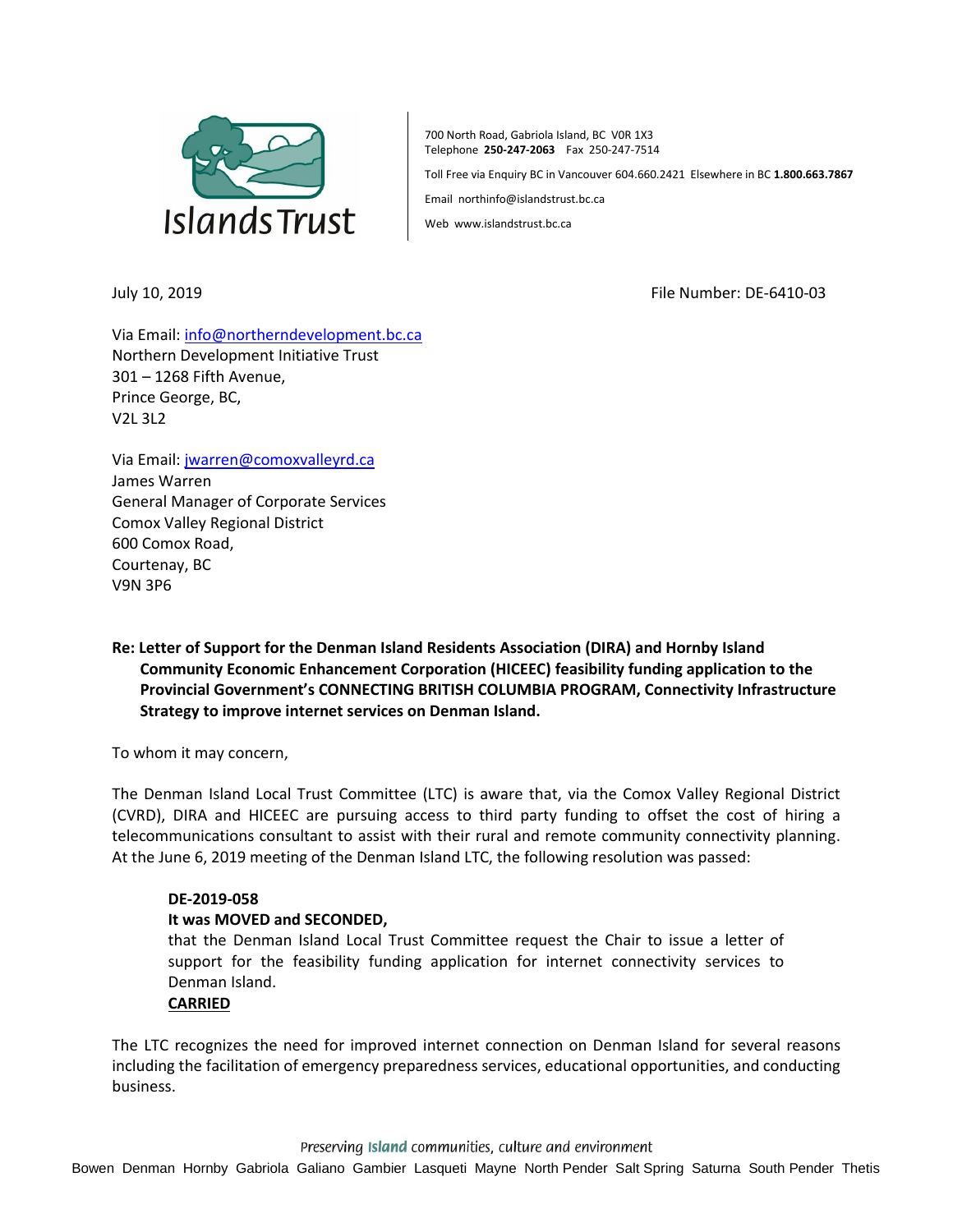Islands Trust

700 North Road, Gabriola Island, BC V0R 1X3
Telephone **250-247-2063** Fax 250-247-7514

Toll Free via Enquiry BC in Vancouver 604.660.2421 Elsewhere in BC **1.800.663.7867**

Email northinfo@islandstrust.bc.ca

Web www.islandstrust.bc.ca

July 10, 2019 File Number: DE-6410-03

Via Email: info@northerndevelopment.bc.ca
Northern Development Initiative Trust
301 – 1268 Fifth Avenue,
Prince George, BC,
V2L 3L2

Via Email: jwarren@comoxvalleyrd.ca
James Warren
General Manager of Corporate Services
Comox Valley Regional District
600 Comox Road,
Courtenay, BC
V9N 3P6

**Re: Letter of Support for the Denman Island Residents Association (DIRA) and Hornby Island Community Economic Enhancement Corporation (HICEEC) feasibility funding application to the Provincial Government's CONNECTING BRITISH COLUMBIA PROGRAM, Connectivity Infrastructure Strategy to improve internet services on Denman Island.**

To whom it may concern,

The Denman Island Local Trust Committee (LTC) is aware that, via the Comox Valley Regional District (CVRD), DIRA and HICEEC are pursuing access to third party funding to offset the cost of hiring a telecommunications consultant to assist with their rural and remote community connectivity planning. At the June 6, 2019 meeting of the Denman Island LTC, the following resolution was passed:

> **DE-2019-058**
> **It was MOVED and SECONDED,**
> that the Denman Island Local Trust Committee request the Chair to issue a letter of support for the feasibility funding application for internet connectivity services to Denman Island.
> **CARRIED**

The LTC recognizes the need for improved internet connection on Denman Island for several reasons including the facilitation of emergency preparedness services, educational opportunities, and conducting business.

*Preserving Island communities, culture and environment*

Bowen Denman Hornby Gabriola Galiano Gambier Lasqueti Mayne North Pender Salt Spring Saturna South Pender Thetis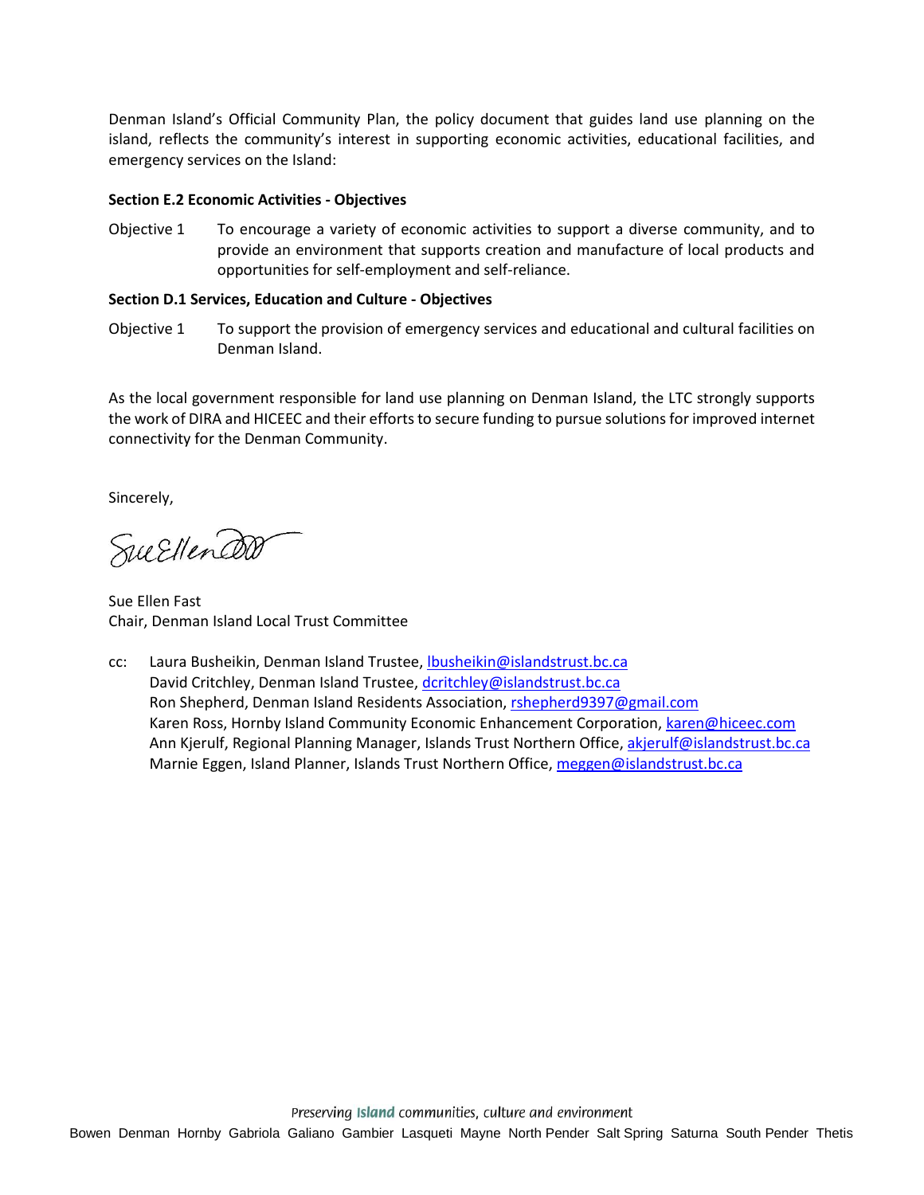Denman Island's Official Community Plan, the policy document that guides land use planning on the island, reflects the community's interest in supporting economic activities, educational facilities, and emergency services on the Island:

**Section E.2 Economic Activities - Objectives**

Objective 1 To encourage a variety of economic activities to support a diverse community, and to provide an environment that supports creation and manufacture of local products and opportunities for self-employment and self-reliance.

**Section D.1 Services, Education and Culture - Objectives**

Objective 1 To support the provision of emergency services and educational and cultural facilities on Denman Island.

As the local government responsible for land use planning on Denman Island, the LTC strongly supports the work of DIRA and HICEEC and their efforts to secure funding to pursue solutions for improved internet connectivity for the Denman Community.

Sincerely,

Sue Ellen Fast
Chair, Denman Island Local Trust Committee

cc: Laura Busheikin, Denman Island Trustee, lbusheikin@islandstrust.bc.ca
David Critchley, Denman Island Trustee, dcritchley@islandstrust.bc.ca
Ron Shepherd, Denman Island Residents Association, rshepherd9397@gmail.com
Karen Ross, Hornby Island Community Economic Enhancement Corporation, karen@hiceec.com
Ann Kjerulf, Regional Planning Manager, Islands Trust Northern Office, akjerulf@islandstrust.bc.ca
Marnie Eggen, Island Planner, Islands Trust Northern Office, meggen@islandstrust.bc.ca